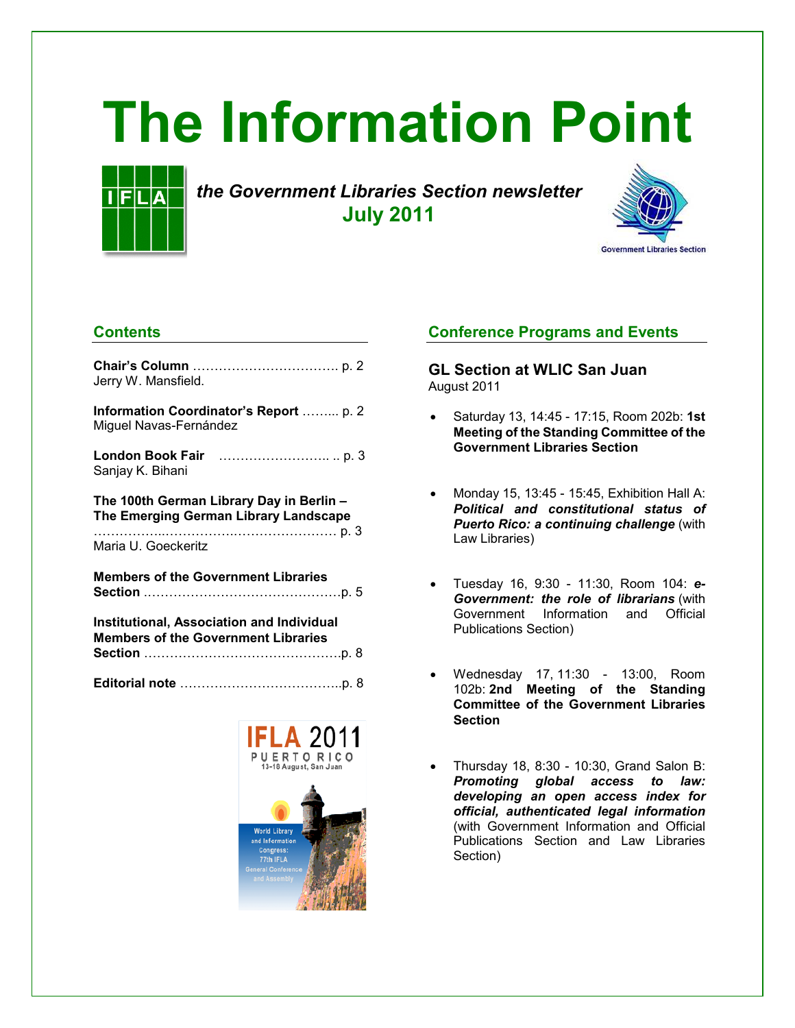# The Information Point

*the Government Libraries Section newsletter*

**July 2011**

## Contents

**Chair's Column** ……………………………. p. 2
Jerry W. Mansfield.

**Information Coordinator's Report** …….... p. 2
Miguel Navas-Fernández

**London Book Fair** …………………….. .. p. 3
Sanjay K. Bihani

**The 100th German Library Day in Berlin – The Emerging German Library Landscape** ……………..………………….………….……… p. 3
Maria U. Goeckeritz

**Members of the Government Libraries Section** ………………………………………p. 5

**Institutional, Association and Individual Members of the Government Libraries Section** ………………………………………p. 8

**Editorial note** ………………………………..p. 8

## Conference Programs and Events

### GL Section at WLIC San Juan

August 2011

- Saturday 13, 14:45 - 17:15, Room 202b: **1st Meeting of the Standing Committee of the Government Libraries Section**
- Monday 15, 13:45 - 15:45, Exhibition Hall A: ***Political and constitutional status of Puerto Rico: a continuing challenge*** (with Law Libraries)
- Tuesday 16, 9:30 - 11:30, Room 104: ***e-Government: the role of librarians*** (with Government Information and Official Publications Section)
- Wednesday 17, 11:30 - 13:00, Room 102b: **2nd Meeting of the Standing Committee of the Government Libraries Section**
- Thursday 18, 8:30 - 10:30, Grand Salon B: ***Promoting global access to law: developing an open access index for official, authenticated legal information*** (with Government Information and Official Publications Section and Law Libraries Section)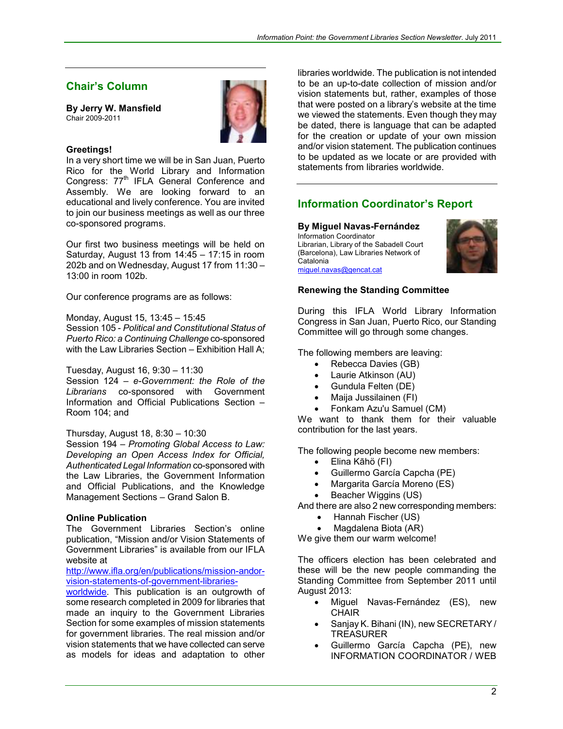## Chair's Column

**By Jerry W. Mansfield**
Chair 2009-2011

**Greetings!**
In a very short time we will be in San Juan, Puerto Rico for the World Library and Information Congress: 77th IFLA General Conference and Assembly. We are looking forward to an educational and lively conference. You are invited to join our business meetings as well as our three co-sponsored programs.

Our first two business meetings will be held on Saturday, August 13 from 14:45 – 17:15 in room 202b and on Wednesday, August 17 from 11:30 – 13:00 in room 102b.

Our conference programs are as follows:

Monday, August 15, 13:45 – 15:45
Session 105 - *Political and Constitutional Status of Puerto Rico: a Continuing Challenge* co-sponsored with the Law Libraries Section – Exhibition Hall A;

Tuesday, August 16, 9:30 – 11:30
Session 124 – *e-Government: the Role of the Librarians* co-sponsored with Government Information and Official Publications Section – Room 104; and

Thursday, August 18, 8:30 – 10:30
Session 194 – *Promoting Global Access to Law: Developing an Open Access Index for Official, Authenticated Legal Information* co-sponsored with the Law Libraries, the Government Information and Official Publications, and the Knowledge Management Sections – Grand Salon B.

**Online Publication**
The Government Libraries Section's online publication, "Mission and/or Vision Statements of Government Libraries" is available from our IFLA website at [http://www.ifla.org/en/publications/mission-andor-vision-statements-of-government-libraries-worldwide](http://www.ifla.org/en/publications/mission-andor-vision-statements-of-government-libraries-worldwide). This publication is an outgrowth of some research completed in 2009 for libraries that made an inquiry to the Government Libraries Section for some examples of mission statements for government libraries. The real mission and/or vision statements that we have collected can serve as models for ideas and adaptation to other libraries worldwide. The publication is not intended to be an up-to-date collection of mission and/or vision statements but, rather, examples of those that were posted on a library's website at the time we viewed the statements. Even though they may be dated, there is language that can be adapted for the creation or update of your own mission and/or vision statement. The publication continues to be updated as we locate or are provided with statements from libraries worldwide.

## Information Coordinator's Report

**By Miguel Navas-Fernández**
Information Coordinator
Librarian, Library of the Sabadell Court (Barcelona), Law Libraries Network of Catalonia
[miguel.navas@gencat.cat](mailto:miguel.navas@gencat.cat)

**Renewing the Standing Committee**

During this IFLA World Library Information Congress in San Juan, Puerto Rico, our Standing Committee will go through some changes.

The following members are leaving:

- Rebecca Davies (GB)
- Laurie Atkinson (AU)
- Gundula Felten (DE)
- Maija Jussilainen (FI)
- Fonkam Azu'u Samuel (CM)

We want to thank them for their valuable contribution for the last years.

The following people become new members:

- Elina Kāhö (FI)
- Guillermo García Capcha (PE)
- Margarita García Moreno (ES)
- Beacher Wiggins (US)

And there are also 2 new corresponding members:

- Hannah Fischer (US)
- Magdalena Biota (AR)

We give them our warm welcome!

The officers election has been celebrated and these will be the new people commanding the Standing Committee from September 2011 until August 2013:

- Miguel Navas-Fernández (ES), new CHAIR
- Sanjay K. Bihani (IN), new SECRETARY / TREASURER
- Guillermo García Capcha (PE), new INFORMATION COORDINATOR / WEB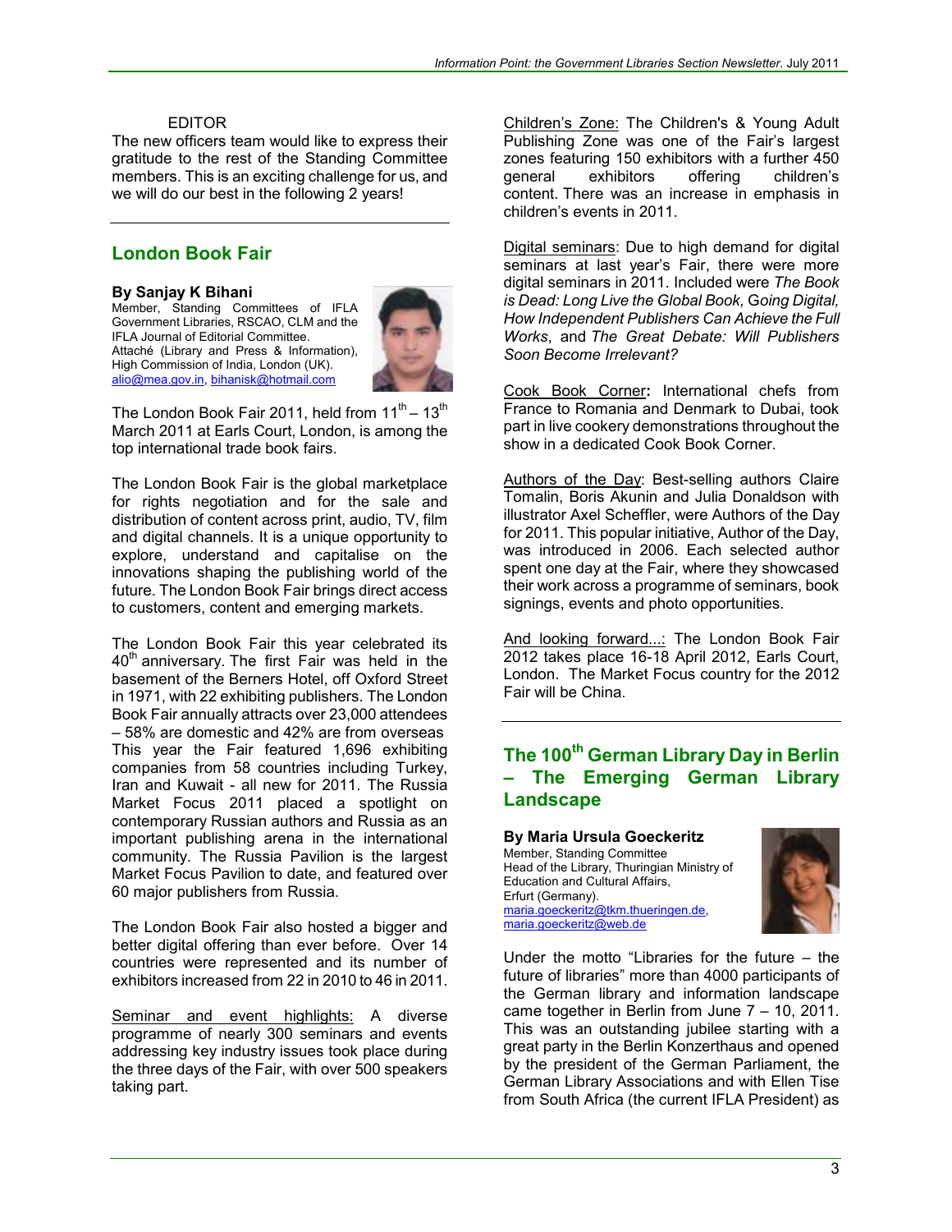EDITOR

The new officers team would like to express their gratitude to the rest of the Standing Committee members. This is an exciting challenge for us, and we will do our best in the following 2 years!

---

## London Book Fair

**By Sanjay K Bihani**

Member, Standing Committees of IFLA Government Libraries, RSCAO, CLM and the IFLA Journal of Editorial Committee.
Attaché (Library and Press & Information), High Commission of India, London (UK).
alio@mea.gov.in, bihanisk@hotmail.com

The London Book Fair 2011, held from 11th – 13th March 2011 at Earls Court, London, is among the top international trade book fairs.

The London Book Fair is the global marketplace for rights negotiation and for the sale and distribution of content across print, audio, TV, film and digital channels. It is a unique opportunity to explore, understand and capitalise on the innovations shaping the publishing world of the future. The London Book Fair brings direct access to customers, content and emerging markets.

The London Book Fair this year celebrated its 40th anniversary. The first Fair was held in the basement of the Berners Hotel, off Oxford Street in 1971, with 22 exhibiting publishers. The London Book Fair annually attracts over 23,000 attendees – 58% are domestic and 42% are from overseas This year the Fair featured 1,696 exhibiting companies from 58 countries including Turkey, Iran and Kuwait - all new for 2011. The Russia Market Focus 2011 placed a spotlight on contemporary Russian authors and Russia as an important publishing arena in the international community. The Russia Pavilion is the largest Market Focus Pavilion to date, and featured over 60 major publishers from Russia.

The London Book Fair also hosted a bigger and better digital offering than ever before. Over 14 countries were represented and its number of exhibitors increased from 22 in 2010 to 46 in 2011.

Seminar and event highlights: A diverse programme of nearly 300 seminars and events addressing key industry issues took place during the three days of the Fair, with over 500 speakers taking part.

Children's Zone: The Children's & Young Adult Publishing Zone was one of the Fair's largest zones featuring 150 exhibitors with a further 450 general exhibitors offering children's content. There was an increase in emphasis in children's events in 2011.

Digital seminars: Due to high demand for digital seminars at last year's Fair, there were more digital seminars in 2011. Included were *The Book is Dead: Long Live the Global Book,* Going *Digital, How Independent Publishers Can Achieve the Full Works*, and *The Great Debate: Will Publishers Soon Become Irrelevant?*

Cook Book Corner**:** International chefs from France to Romania and Denmark to Dubai, took part in live cookery demonstrations throughout the show in a dedicated Cook Book Corner.

Authors of the Day: Best-selling authors Claire Tomalin, Boris Akunin and Julia Donaldson with illustrator Axel Scheffler, were Authors of the Day for 2011. This popular initiative, Author of the Day, was introduced in 2006. Each selected author spent one day at the Fair, where they showcased their work across a programme of seminars, book signings, events and photo opportunities.

And looking forward...: The London Book Fair 2012 takes place 16-18 April 2012, Earls Court, London. The Market Focus country for the 2012 Fair will be China.

---

## The 100th German Library Day in Berlin – The Emerging German Library Landscape

**By Maria Ursula Goeckeritz**

Member, Standing Committee
Head of the Library, Thuringian Ministry of Education and Cultural Affairs,
Erfurt (Germany).
maria.goeckeritz@tkm.thueringen.de, maria.goeckeritz@web.de

Under the motto "Libraries for the future – the future of libraries" more than 4000 participants of the German library and information landscape came together in Berlin from June 7 – 10, 2011. This was an outstanding jubilee starting with a great party in the Berlin Konzerthaus and opened by the president of the German Parliament, the German Library Associations and with Ellen Tise from South Africa (the current IFLA President) as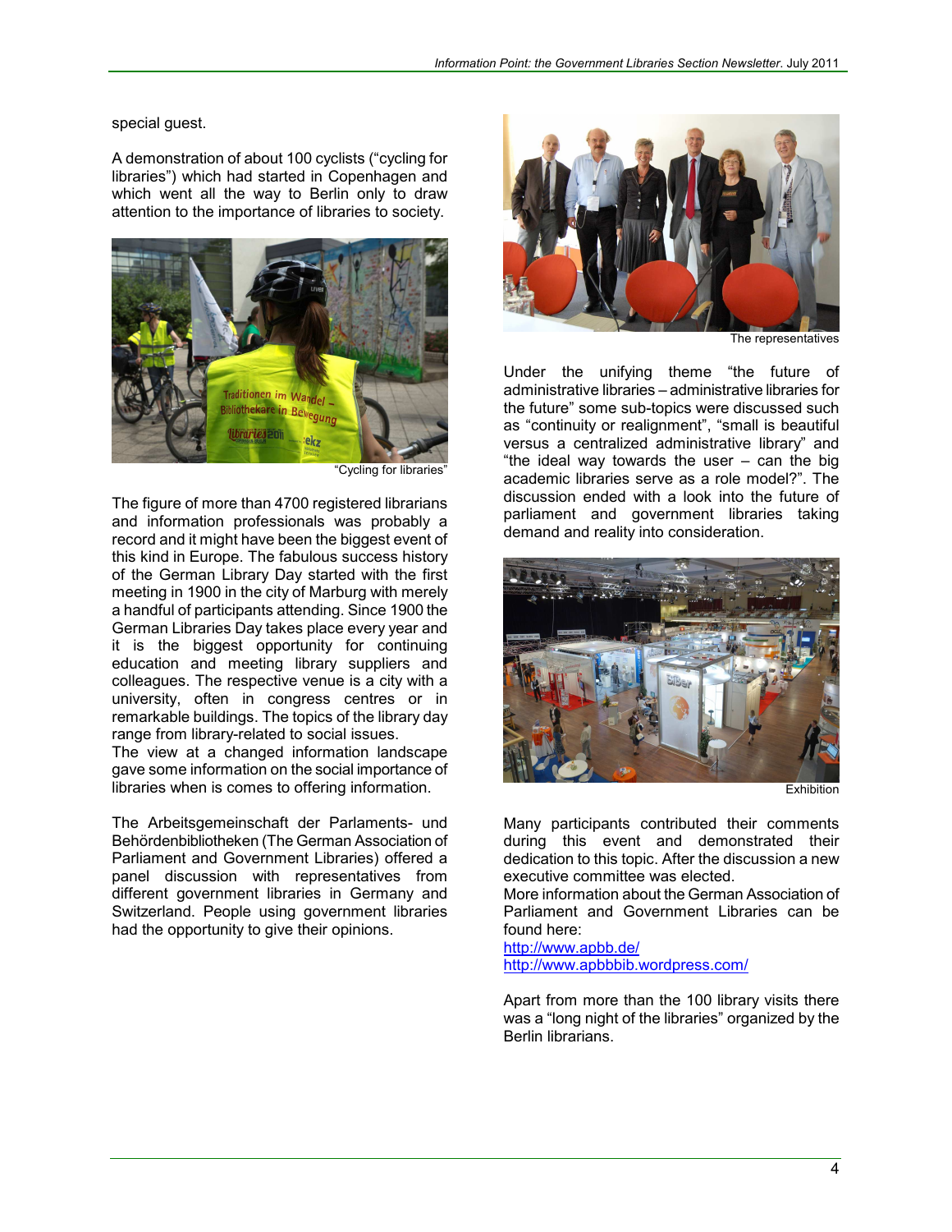special guest.

A demonstration of about 100 cyclists ("cycling for libraries") which had started in Copenhagen and which went all the way to Berlin only to draw attention to the importance of libraries to society.

"Cycling for libraries"

The figure of more than 4700 registered librarians and information professionals was probably a record and it might have been the biggest event of this kind in Europe. The fabulous success history of the German Library Day started with the first meeting in 1900 in the city of Marburg with merely a handful of participants attending. Since 1900 the German Libraries Day takes place every year and it is the biggest opportunity for continuing education and meeting library suppliers and colleagues. The respective venue is a city with a university, often in congress centres or in remarkable buildings. The topics of the library day range from library-related to social issues.
The view at a changed information landscape gave some information on the social importance of libraries when is comes to offering information.

The Arbeitsgemeinschaft der Parlaments- und Behördenbibliotheken (The German Association of Parliament and Government Libraries) offered a panel discussion with representatives from different government libraries in Germany and Switzerland. People using government libraries had the opportunity to give their opinions.

The representatives

Under the unifying theme "the future of administrative libraries – administrative libraries for the future" some sub-topics were discussed such as "continuity or realignment", "small is beautiful versus a centralized administrative library" and "the ideal way towards the user – can the big academic libraries serve as a role model?". The discussion ended with a look into the future of parliament and government libraries taking demand and reality into consideration.

Exhibition

Many participants contributed their comments during this event and demonstrated their dedication to this topic. After the discussion a new executive committee was elected.
More information about the German Association of Parliament and Government Libraries can be found here:
http://www.apbb.de/
http://www.apbbbib.wordpress.com/

Apart from more than the 100 library visits there was a "long night of the libraries" organized by the Berlin librarians.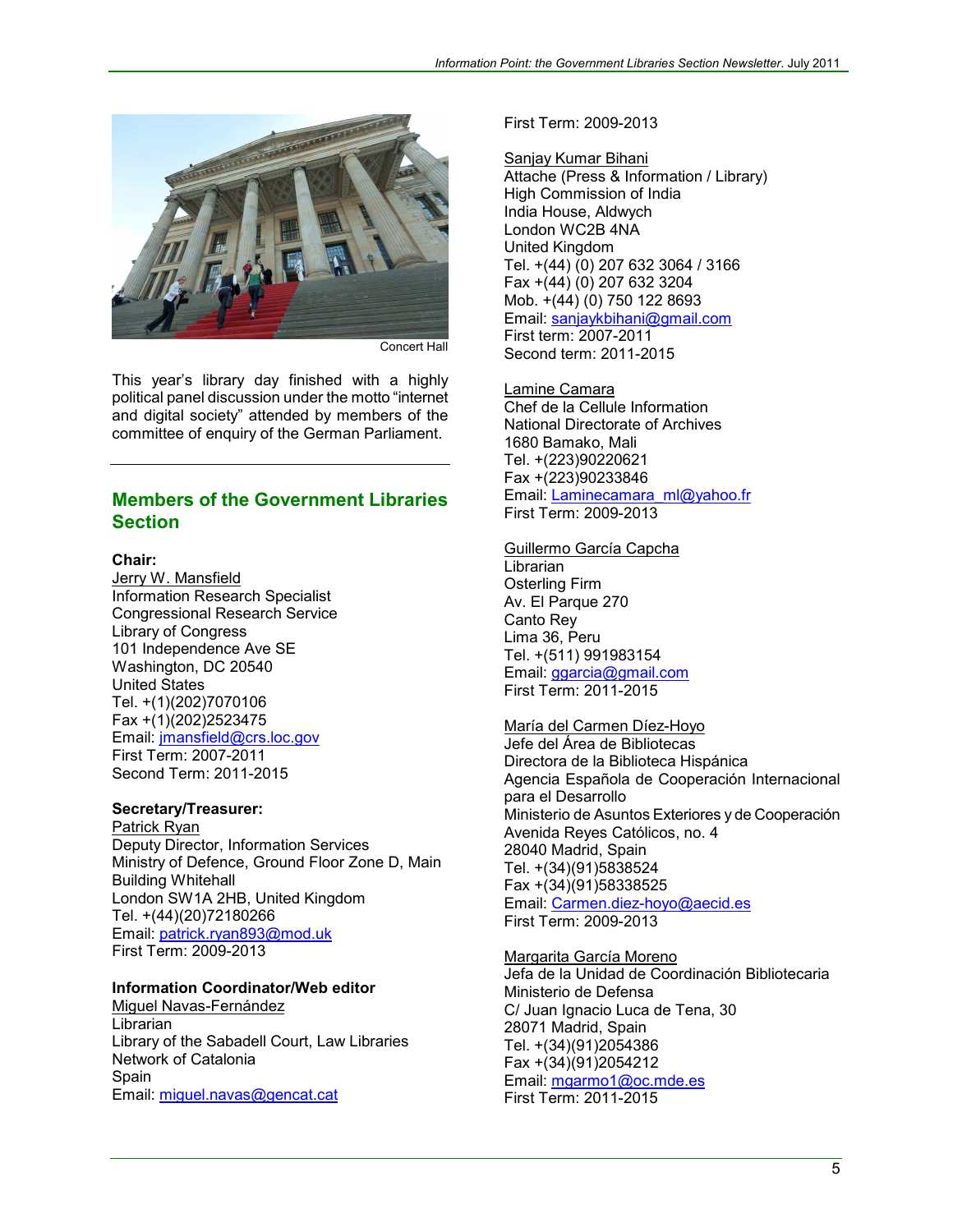Concert Hall

This year's library day finished with a highly political panel discussion under the motto "internet and digital society" attended by members of the committee of enquiry of the German Parliament.

---

## Members of the Government Libraries Section

**Chair:**
Jerry W. Mansfield
Information Research Specialist
Congressional Research Service
Library of Congress
101 Independence Ave SE
Washington, DC 20540
United States
Tel. +(1)(202)7070106
Fax +(1)(202)2523475
Email: jmansfield@crs.loc.gov
First Term: 2007-2011
Second Term: 2011-2015

**Secretary/Treasurer:**
Patrick Ryan
Deputy Director, Information Services
Ministry of Defence, Ground Floor Zone D, Main Building Whitehall
London SW1A 2HB, United Kingdom
Tel. +(44)(20)72180266
Email: patrick.ryan893@mod.uk
First Term: 2009-2013

**Information Coordinator/Web editor**
Miguel Navas-Fernández
Librarian
Library of the Sabadell Court, Law Libraries Network of Catalonia
Spain
Email: miguel.navas@gencat.cat
First Term: 2009-2013

Sanjay Kumar Bihani
Attache (Press & Information / Library)
High Commission of India
India House, Aldwych
London WC2B 4NA
United Kingdom
Tel. +(44) (0) 207 632 3064 / 3166
Fax +(44) (0) 207 632 3204
Mob. +(44) (0) 750 122 8693
Email: sanjaykbihani@gmail.com
First term: 2007-2011
Second term: 2011-2015

Lamine Camara
Chef de la Cellule Information
National Directorate of Archives
1680 Bamako, Mali
Tel. +(223)90220621
Fax +(223)90233846
Email: Laminecamara_ml@yahoo.fr
First Term: 2009-2013

Guillermo García Capcha
Librarian
Osterling Firm
Av. El Parque 270
Canto Rey
Lima 36, Peru
Tel. +(511) 991983154
Email: ggarcia@gmail.com
First Term: 2011-2015

María del Carmen Díez-Hoyo
Jefe del Área de Bibliotecas
Directora de la Biblioteca Hispánica
Agencia Española de Cooperación Internacional para el Desarrollo
Ministerio de Asuntos Exteriores y de Cooperación
Avenida Reyes Católicos, no. 4
28040 Madrid, Spain
Tel. +(34)(91)5838524
Fax +(34)(91)58338525
Email: Carmen.diez-hoyo@aecid.es
First Term: 2009-2013

Margarita García Moreno
Jefa de la Unidad de Coordinación Bibliotecaria
Ministerio de Defensa
C/ Juan Ignacio Luca de Tena, 30
28071 Madrid, Spain
Tel. +(34)(91)2054386
Fax +(34)(91)2054212
Email: mgarmo1@oc.mde.es
First Term: 2011-2015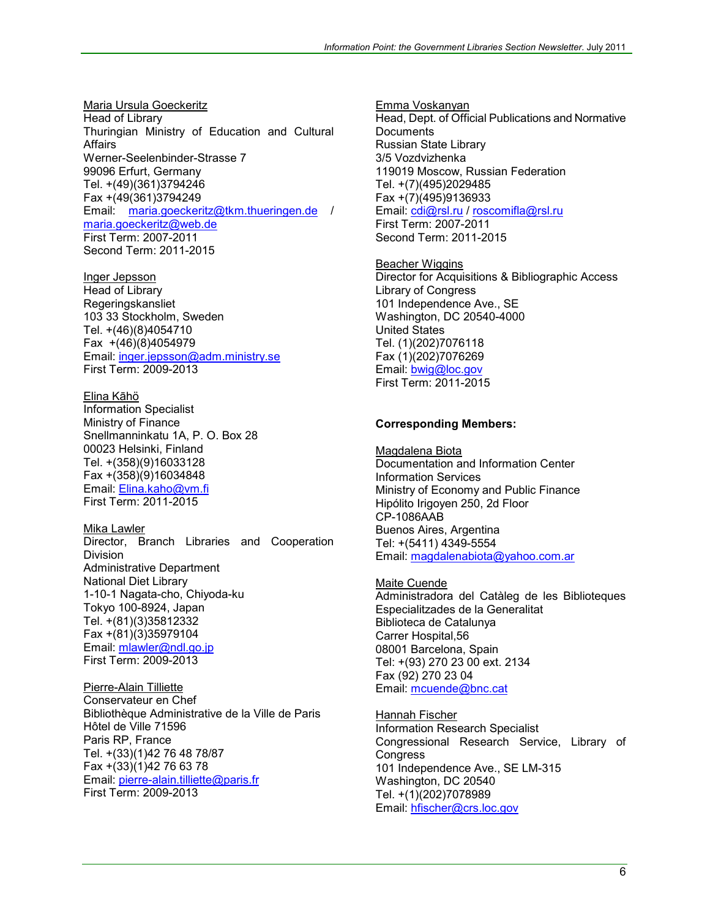Maria Ursula Goeckeritz
Head of Library
Thuringian Ministry of Education and Cultural Affairs
Werner-Seelenbinder-Strasse 7
99096 Erfurt, Germany
Tel. +(49)(361)3794246
Fax +(49(361)3794249
Email: maria.goeckeritz@tkm.thueringen.de / maria.goeckeritz@web.de
First Term: 2007-2011
Second Term: 2011-2015

Inger Jepsson
Head of Library
Regeringskansliet
103 33 Stockholm, Sweden
Tel. +(46)(8)4054710
Fax +(46)(8)4054979
Email: inger.jepsson@adm.ministry.se
First Term: 2009-2013

Elina Kāhö
Information Specialist
Ministry of Finance
Snellmanninkatu 1A, P. O. Box 28
00023 Helsinki, Finland
Tel. +(358)(9)16033128
Fax +(358)(9)16034848
Email: Elina.kaho@vm.fi
First Term: 2011-2015

Mika Lawler
Director, Branch Libraries and Cooperation Division
Administrative Department
National Diet Library
1-10-1 Nagata-cho, Chiyoda-ku
Tokyo 100-8924, Japan
Tel. +(81)(3)35812332
Fax +(81)(3)35979104
Email: mlawler@ndl.go.jp
First Term: 2009-2013

Pierre-Alain Tilliette
Conservateur en Chef
Bibliothèque Administrative de la Ville de Paris
Hôtel de Ville 71596
Paris RP, France
Tel. +(33)(1)42 76 48 78/87
Fax +(33)(1)42 76 63 78
Email: pierre-alain.tilliette@paris.fr
First Term: 2009-2013

Emma Voskanyan
Head, Dept. of Official Publications and Normative Documents
Russian State Library
3/5 Vozdvizhenka
119019 Moscow, Russian Federation
Tel. +(7)(495)2029485
Fax +(7)(495)9136933
Email: cdi@rsl.ru / roscomifla@rsl.ru
First Term: 2007-2011
Second Term: 2011-2015

Beacher Wiggins
Director for Acquisitions & Bibliographic Access
Library of Congress
101 Independence Ave., SE
Washington, DC 20540-4000
United States
Tel. (1)(202)7076118
Fax (1)(202)7076269
Email: bwig@loc.gov
First Term: 2011-2015

**Corresponding Members:**

Magdalena Biota
Documentation and Information Center
Information Services
Ministry of Economy and Public Finance
Hipólito Irigoyen 250, 2d Floor
CP-1086AAB
Buenos Aires, Argentina
Tel: +(5411) 4349-5554
Email: magdalenabiota@yahoo.com.ar

Maite Cuende
Administradora del Catàleg de les Biblioteques Especialitzades de la Generalitat
Biblioteca de Catalunya
Carrer Hospital,56
08001 Barcelona, Spain
Tel: +(93) 270 23 00 ext. 2134
Fax (92) 270 23 04
Email: mcuende@bnc.cat

Hannah Fischer
Information Research Specialist
Congressional Research Service, Library of Congress
101 Independence Ave., SE LM-315
Washington, DC 20540
Tel. +(1)(202)7078989
Email: hfischer@crs.loc.gov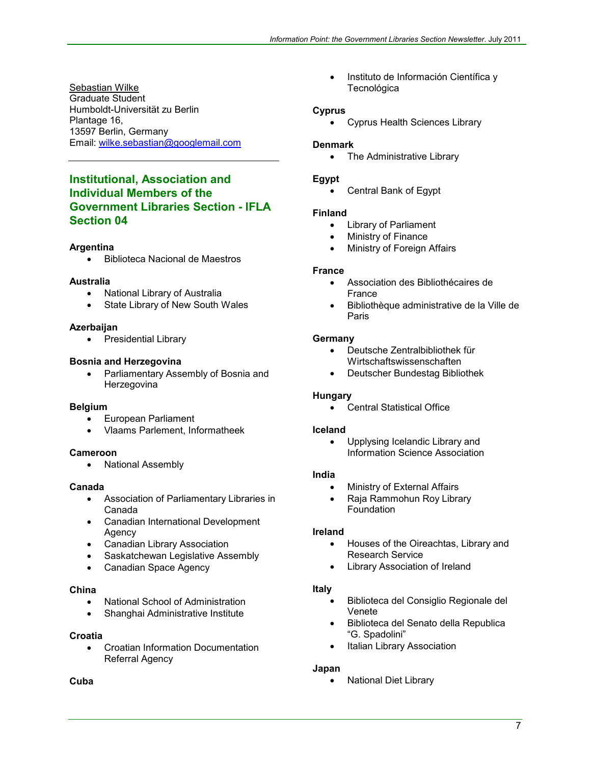Sebastian Wilke
Graduate Student
Humboldt-Universität zu Berlin
Plantage 16,
13597 Berlin, Germany
Email: wilke.sebastian@googlemail.com

---

## Institutional, Association and Individual Members of the Government Libraries Section - IFLA Section 04

**Argentina**

- Biblioteca Nacional de Maestros

**Australia**

- National Library of Australia
- State Library of New South Wales

**Azerbaijan**

- Presidential Library

**Bosnia and Herzegovina**

- Parliamentary Assembly of Bosnia and Herzegovina

**Belgium**

- European Parliament
- Vlaams Parlement, Informatheek

**Cameroon**

- National Assembly

**Canada**

- Association of Parliamentary Libraries in Canada
- Canadian International Development Agency
- Canadian Library Association
- Saskatchewan Legislative Assembly
- Canadian Space Agency

**China**

- National School of Administration
- Shanghai Administrative Institute

**Croatia**

- Croatian Information Documentation Referral Agency

**Cuba**

- Instituto de Información Científica y Tecnológica

**Cyprus**

- Cyprus Health Sciences Library

**Denmark**

- The Administrative Library

**Egypt**

- Central Bank of Egypt

**Finland**

- Library of Parliament
- Ministry of Finance
- Ministry of Foreign Affairs

**France**

- Association des Bibliothécaires de France
- Bibliothèque administrative de la Ville de Paris

**Germany**

- Deutsche Zentralbibliothek für Wirtschaftswissenschaften
- Deutscher Bundestag Bibliothek

**Hungary**

- Central Statistical Office

**Iceland**

- Upplysing Icelandic Library and Information Science Association

**India**

- Ministry of External Affairs
- Raja Rammohun Roy Library Foundation

**Ireland**

- Houses of the Oireachtas, Library and Research Service
- Library Association of Ireland

**Italy**

- Biblioteca del Consiglio Regionale del Venete
- Biblioteca del Senato della Republica "G. Spadolini"
- Italian Library Association

**Japan**

- National Diet Library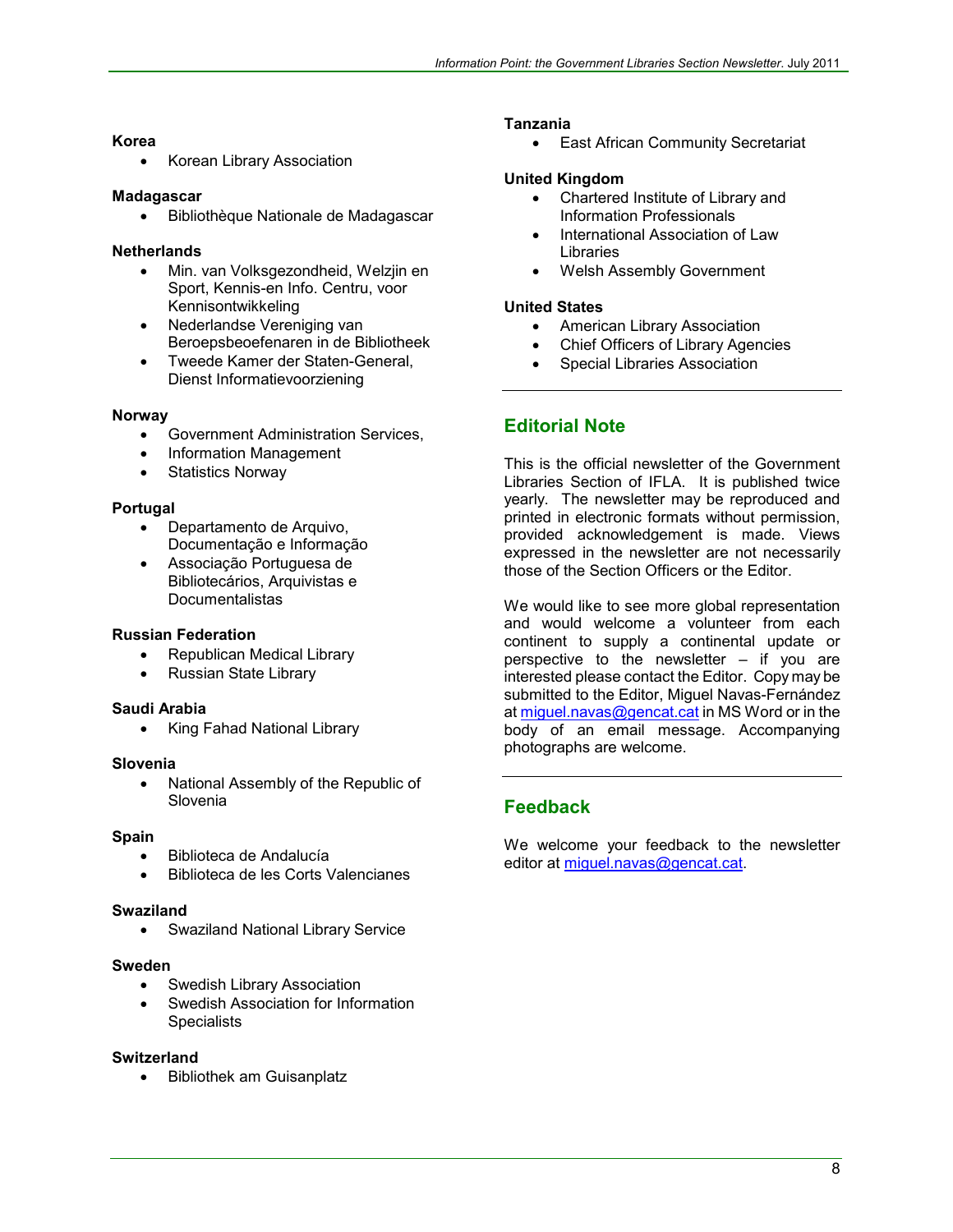**Korea**

- Korean Library Association

**Madagascar**

- Bibliothèque Nationale de Madagascar

**Netherlands**

- Min. van Volksgezondheid, Welzjin en Sport, Kennis-en Info. Centru, voor Kennisontwikkeling
- Nederlandse Vereniging van Beroepsbeoefenaren in de Bibliotheek
- Tweede Kamer der Staten-General, Dienst Informatievoorziening

**Norway**

- Government Administration Services,
- Information Management
- Statistics Norway

**Portugal**

- Departamento de Arquivo, Documentação e Informação
- Associação Portuguesa de Bibliotecários, Arquivistas e Documentalistas

**Russian Federation**

- Republican Medical Library
- Russian State Library

**Saudi Arabia**

- King Fahad National Library

**Slovenia**

- National Assembly of the Republic of Slovenia

**Spain**

- Biblioteca de Andalucía
- Biblioteca de les Corts Valencianes

**Swaziland**

- Swaziland National Library Service

**Sweden**

- Swedish Library Association
- Swedish Association for Information Specialists

**Switzerland**

- Bibliothek am Guisanplatz

**Tanzania**

- East African Community Secretariat

**United Kingdom**

- Chartered Institute of Library and Information Professionals
- International Association of Law Libraries
- Welsh Assembly Government

**United States**

- American Library Association
- Chief Officers of Library Agencies
- Special Libraries Association

---

## Editorial Note

This is the official newsletter of the Government Libraries Section of IFLA. It is published twice yearly. The newsletter may be reproduced and printed in electronic formats without permission, provided acknowledgement is made. Views expressed in the newsletter are not necessarily those of the Section Officers or the Editor.

We would like to see more global representation and would welcome a volunteer from each continent to supply a continental update or perspective to the newsletter – if you are interested please contact the Editor. Copy may be submitted to the Editor, Miguel Navas-Fernández at miguel.navas@gencat.cat in MS Word or in the body of an email message. Accompanying photographs are welcome.

---

## Feedback

We welcome your feedback to the newsletter editor at miguel.navas@gencat.cat.